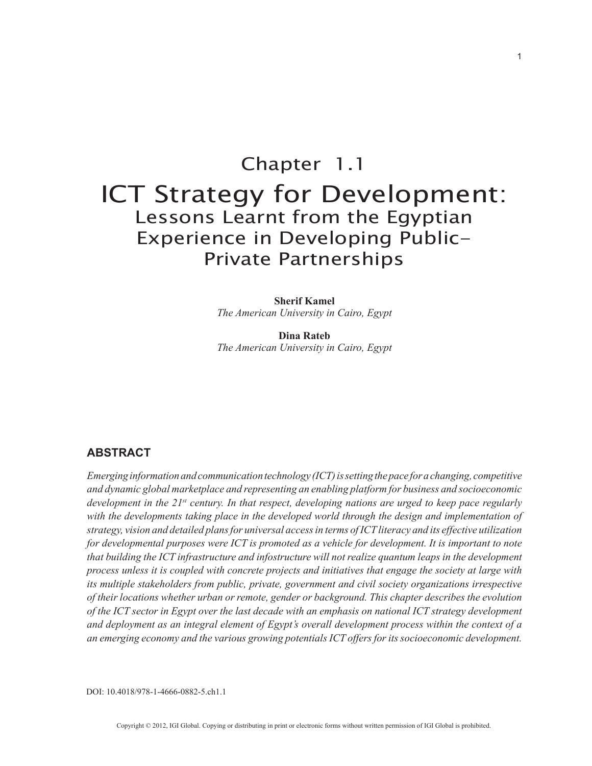# Chapter 1.1

# ICT Strategy for Development: Lessons Learnt from the Egyptian Experience in Developing Public-Private Partnerships

**Sherif Kamel**
*The American University in Cairo, Egypt*

**Dina Rateb**
*The American University in Cairo, Egypt*

## ABSTRACT

*Emerging information and communication technology (ICT) is setting the pace for a changing, competitive and dynamic global marketplace and representing an enabling platform for business and socioeconomic development in the 21st century. In that respect, developing nations are urged to keep pace regularly with the developments taking place in the developed world through the design and implementation of strategy, vision and detailed plans for universal access in terms of ICT literacy and its effective utilization for developmental purposes were ICT is promoted as a vehicle for development. It is important to note that building the ICT infrastructure and infostructure will not realize quantum leaps in the development process unless it is coupled with concrete projects and initiatives that engage the society at large with its multiple stakeholders from public, private, government and civil society organizations irrespective of their locations whether urban or remote, gender or background. This chapter describes the evolution of the ICT sector in Egypt over the last decade with an emphasis on national ICT strategy development and deployment as an integral element of Egypt's overall development process within the context of a an emerging economy and the various growing potentials ICT offers for its socioeconomic development.*

DOI: 10.4018/978-1-4666-0882-5.ch1.1

Copyright © 2012, IGI Global. Copying or distributing in print or electronic forms without written permission of IGI Global is prohibited.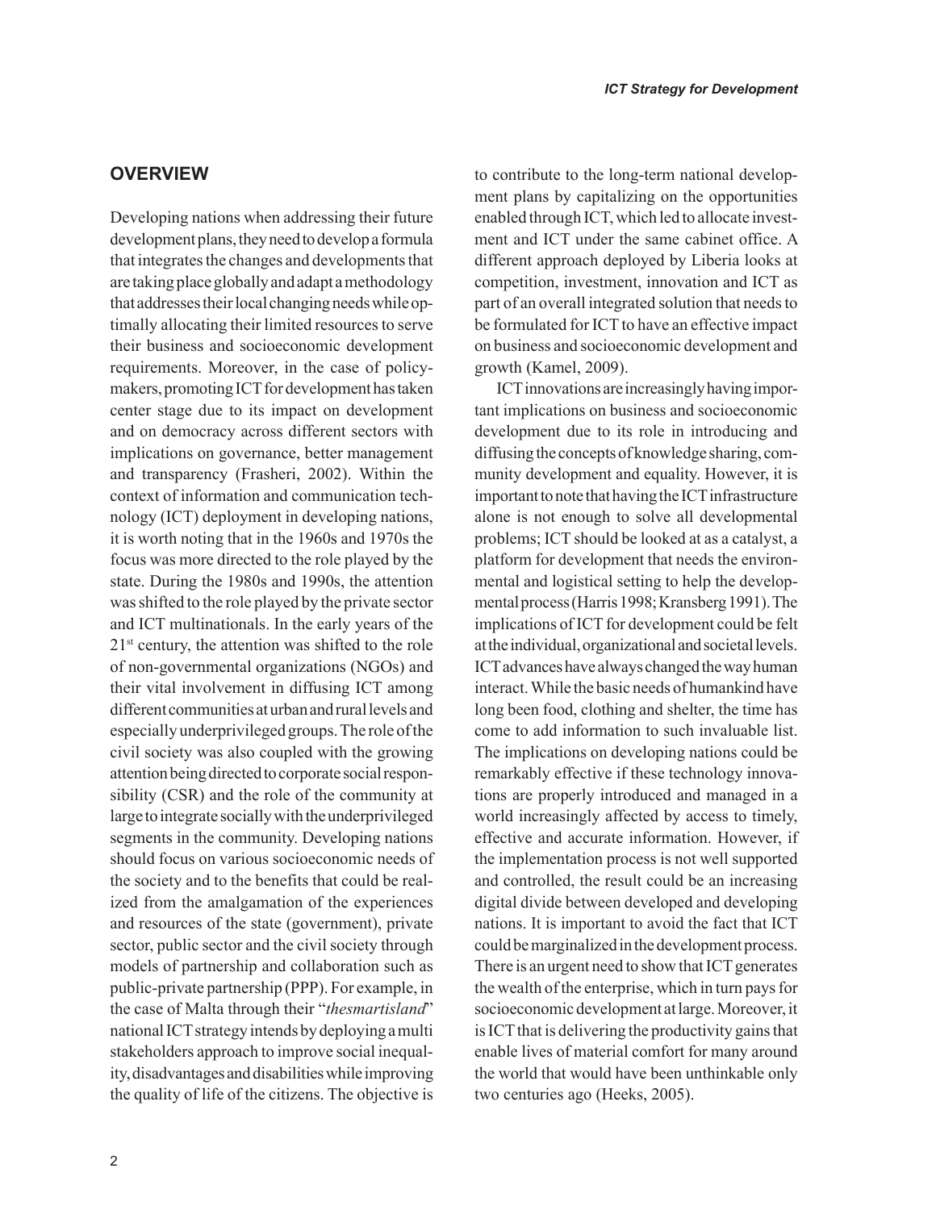## OVERVIEW

Developing nations when addressing their future development plans, they need to develop a formula that integrates the changes and developments that are taking place globally and adapt a methodology that addresses their local changing needs while optimally allocating their limited resources to serve their business and socioeconomic development requirements. Moreover, in the case of policy-makers, promoting ICT for development has taken center stage due to its impact on development and on democracy across different sectors with implications on governance, better management and transparency (Frasheri, 2002). Within the context of information and communication technology (ICT) deployment in developing nations, it is worth noting that in the 1960s and 1970s the focus was more directed to the role played by the state. During the 1980s and 1990s, the attention was shifted to the role played by the private sector and ICT multinationals. In the early years of the 21st century, the attention was shifted to the role of non-governmental organizations (NGOs) and their vital involvement in diffusing ICT among different communities at urban and rural levels and especially underprivileged groups. The role of the civil society was also coupled with the growing attention being directed to corporate social responsibility (CSR) and the role of the community at large to integrate socially with the underprivileged segments in the community. Developing nations should focus on various socioeconomic needs of the society and to the benefits that could be realized from the amalgamation of the experiences and resources of the state (government), private sector, public sector and the civil society through models of partnership and collaboration such as public-private partnership (PPP). For example, in the case of Malta through their "*thesmartisland*" national ICT strategy intends by deploying a multi stakeholders approach to improve social inequality, disadvantages and disabilities while improving the quality of life of the citizens. The objective is to contribute to the long-term national development plans by capitalizing on the opportunities enabled through ICT, which led to allocate investment and ICT under the same cabinet office. A different approach deployed by Liberia looks at competition, investment, innovation and ICT as part of an overall integrated solution that needs to be formulated for ICT to have an effective impact on business and socioeconomic development and growth (Kamel, 2009).

ICT innovations are increasingly having important implications on business and socioeconomic development due to its role in introducing and diffusing the concepts of knowledge sharing, community development and equality. However, it is important to note that having the ICT infrastructure alone is not enough to solve all developmental problems; ICT should be looked at as a catalyst, a platform for development that needs the environmental and logistical setting to help the developmental process (Harris 1998; Kransberg 1991). The implications of ICT for development could be felt at the individual, organizational and societal levels. ICT advances have always changed the way human interact. While the basic needs of humankind have long been food, clothing and shelter, the time has come to add information to such invaluable list. The implications on developing nations could be remarkably effective if these technology innovations are properly introduced and managed in a world increasingly affected by access to timely, effective and accurate information. However, if the implementation process is not well supported and controlled, the result could be an increasing digital divide between developed and developing nations. It is important to avoid the fact that ICT could be marginalized in the development process. There is an urgent need to show that ICT generates the wealth of the enterprise, which in turn pays for socioeconomic development at large. Moreover, it is ICT that is delivering the productivity gains that enable lives of material comfort for many around the world that would have been unthinkable only two centuries ago (Heeks, 2005).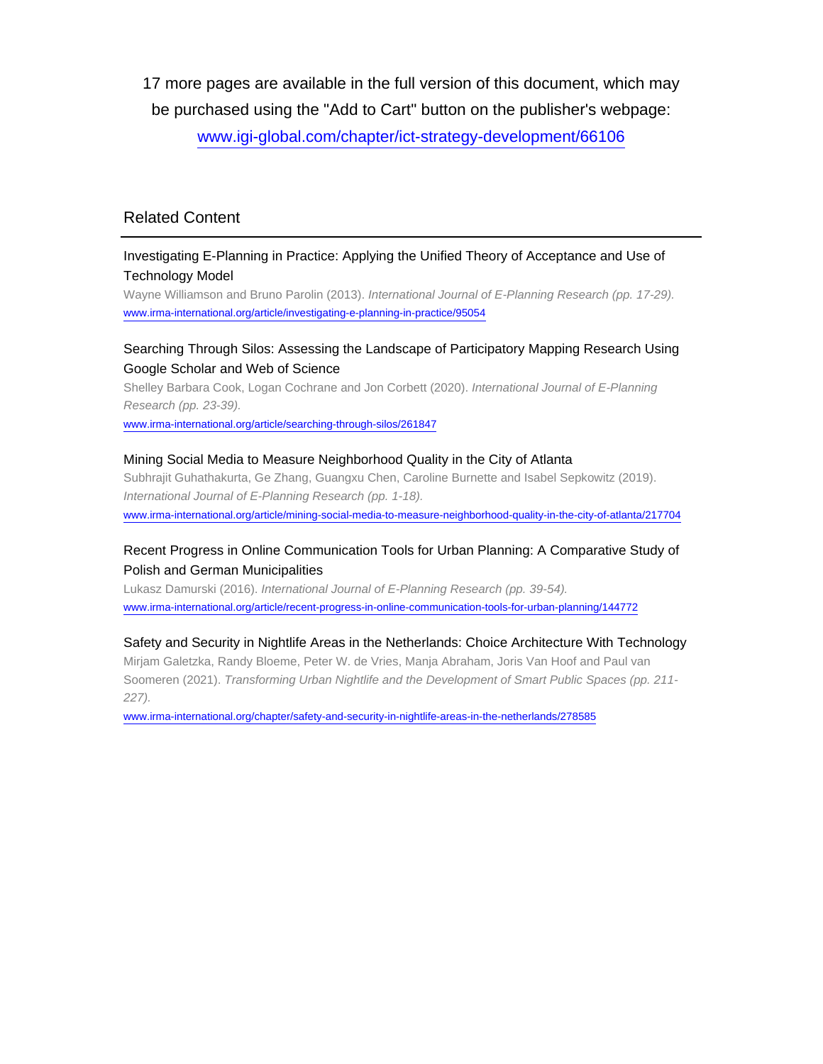17 more pages are available in the full version of this document, which may be purchased using the "Add to Cart" button on the publisher's webpage: www.igi-global.com/chapter/ict-strategy-development/66106

## Related Content

Investigating E-Planning in Practice: Applying the Unified Theory of Acceptance and Use of Technology Model
Wayne Williamson and Bruno Parolin (2013). *International Journal of E-Planning Research (pp. 17-29).*
www.irma-international.org/article/investigating-e-planning-in-practice/95054

Searching Through Silos: Assessing the Landscape of Participatory Mapping Research Using Google Scholar and Web of Science
Shelley Barbara Cook, Logan Cochrane and Jon Corbett (2020). *International Journal of E-Planning Research (pp. 23-39).*
www.irma-international.org/article/searching-through-silos/261847

Mining Social Media to Measure Neighborhood Quality in the City of Atlanta
Subhrajit Guhathakurta, Ge Zhang, Guangxu Chen, Caroline Burnette and Isabel Sepkowitz (2019). *International Journal of E-Planning Research (pp. 1-18).*
www.irma-international.org/article/mining-social-media-to-measure-neighborhood-quality-in-the-city-of-atlanta/217704

Recent Progress in Online Communication Tools for Urban Planning: A Comparative Study of Polish and German Municipalities
Lukasz Damurski (2016). *International Journal of E-Planning Research (pp. 39-54).*
www.irma-international.org/article/recent-progress-in-online-communication-tools-for-urban-planning/144772

Safety and Security in Nightlife Areas in the Netherlands: Choice Architecture With Technology
Mirjam Galetzka, Randy Bloeme, Peter W. de Vries, Manja Abraham, Joris Van Hoof and Paul van Soomeren (2021). *Transforming Urban Nightlife and the Development of Smart Public Spaces (pp. 211-227).*
www.irma-international.org/chapter/safety-and-security-in-nightlife-areas-in-the-netherlands/278585